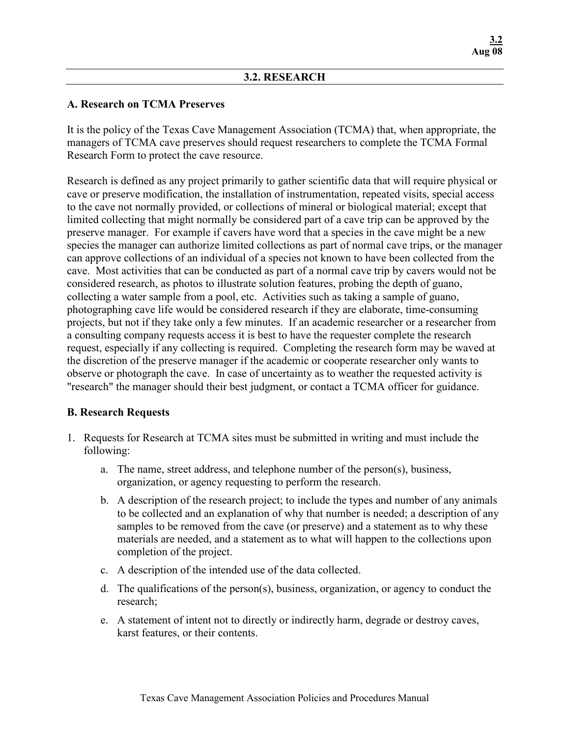## 3.2. RESEARCH

### A. Research on TCMA Preserves

It is the policy of the Texas Cave Management Association (TCMA) that, when appropriate, the managers of TCMA cave preserves should request researchers to complete the TCMA Formal Research Form to protect the cave resource.

Research is defined as any project primarily to gather scientific data that will require physical or cave or preserve modification, the installation of instrumentation, repeated visits, special access to the cave not normally provided, or collections of mineral or biological material; except that limited collecting that might normally be considered part of a cave trip can be approved by the preserve manager. For example if cavers have word that a species in the cave might be a new species the manager can authorize limited collections as part of normal cave trips, or the manager can approve collections of an individual of a species not known to have been collected from the cave. Most activities that can be conducted as part of a normal cave trip by cavers would not be considered research, as photos to illustrate solution features, probing the depth of guano, collecting a water sample from a pool, etc. Activities such as taking a sample of guano, photographing cave life would be considered research if they are elaborate, time-consuming projects, but not if they take only a few minutes. If an academic researcher or a researcher from a consulting company requests access it is best to have the requester complete the research request, especially if any collecting is required. Completing the research form may be waved at the discretion of the preserve manager if the academic or cooperate researcher only wants to observe or photograph the cave. In case of uncertainty as to weather the requested activity is "research" the manager should their best judgment, or contact a TCMA officer for guidance.

### B. Research Requests

1. Requests for Research at TCMA sites must be submitted in writing and must include the following:
   a. The name, street address, and telephone number of the person(s), business, organization, or agency requesting to perform the research.
   b. A description of the research project; to include the types and number of any animals to be collected and an explanation of why that number is needed; a description of any samples to be removed from the cave (or preserve) and a statement as to why these materials are needed, and a statement as to what will happen to the collections upon completion of the project.
   c. A description of the intended use of the data collected.
   d. The qualifications of the person(s), business, organization, or agency to conduct the research;
   e. A statement of intent not to directly or indirectly harm, degrade or destroy caves, karst features, or their contents.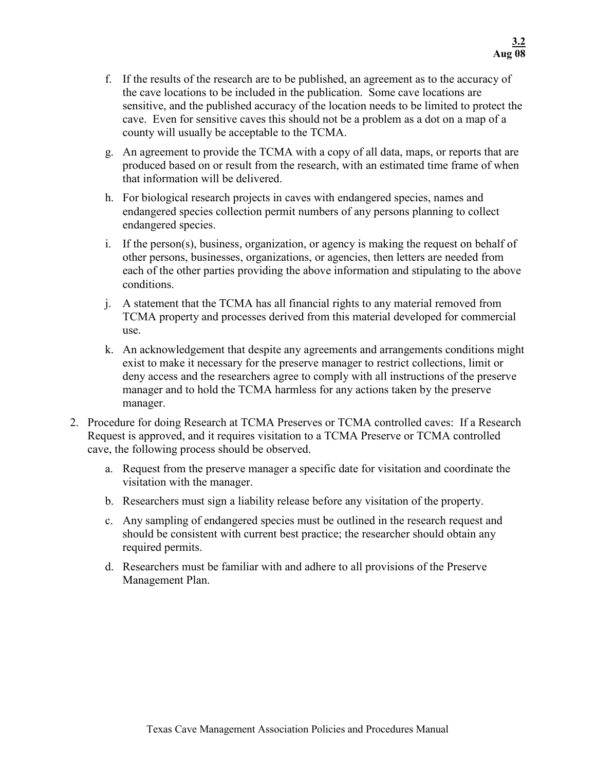f. If the results of the research are to be published, an agreement as to the accuracy of the cave locations to be included in the publication. Some cave locations are sensitive, and the published accuracy of the location needs to be limited to protect the cave. Even for sensitive caves this should not be a problem as a dot on a map of a county will usually be acceptable to the TCMA.

g. An agreement to provide the TCMA with a copy of all data, maps, or reports that are produced based on or result from the research, with an estimated time frame of when that information will be delivered.

h. For biological research projects in caves with endangered species, names and endangered species collection permit numbers of any persons planning to collect endangered species.

i. If the person(s), business, organization, or agency is making the request on behalf of other persons, businesses, organizations, or agencies, then letters are needed from each of the other parties providing the above information and stipulating to the above conditions.

j. A statement that the TCMA has all financial rights to any material removed from TCMA property and processes derived from this material developed for commercial use.

k. An acknowledgement that despite any agreements and arrangements conditions might exist to make it necessary for the preserve manager to restrict collections, limit or deny access and the researchers agree to comply with all instructions of the preserve manager and to hold the TCMA harmless for any actions taken by the preserve manager.

2. Procedure for doing Research at TCMA Preserves or TCMA controlled caves: If a Research Request is approved, and it requires visitation to a TCMA Preserve or TCMA controlled cave, the following process should be observed.

   a. Request from the preserve manager a specific date for visitation and coordinate the visitation with the manager.

   b. Researchers must sign a liability release before any visitation of the property.

   c. Any sampling of endangered species must be outlined in the research request and should be consistent with current best practice; the researcher should obtain any required permits.

   d. Researchers must be familiar with and adhere to all provisions of the Preserve Management Plan.